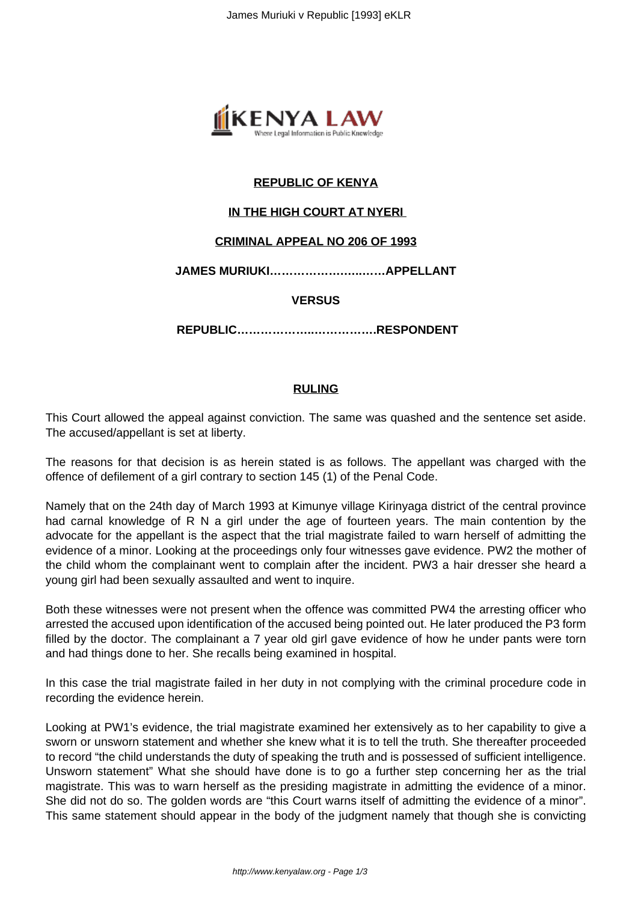**REPUBLIC OF KENYA**

**IN THE HIGH COURT AT NYERI**

**CRIMINAL APPEAL NO 206 OF 1993**

**JAMES MURIUKI……………………..……APPELLANT**

**VERSUS**

**REPUBLIC……………….…………….RESPONDENT**

**RULING**

This Court allowed the appeal against conviction. The same was quashed and the sentence set aside. The accused/appellant is set at liberty.

The reasons for that decision is as herein stated is as follows. The appellant was charged with the offence of defilement of a girl contrary to section 145 (1) of the Penal Code.

Namely that on the 24th day of March 1993 at Kimunye village Kirinyaga district of the central province had carnal knowledge of R N a girl under the age of fourteen years. The main contention by the advocate for the appellant is the aspect that the trial magistrate failed to warn herself of admitting the evidence of a minor. Looking at the proceedings only four witnesses gave evidence. PW2 the mother of the child whom the complainant went to complain after the incident. PW3 a hair dresser she heard a young girl had been sexually assaulted and went to inquire.

Both these witnesses were not present when the offence was committed PW4 the arresting officer who arrested the accused upon identification of the accused being pointed out. He later produced the P3 form filled by the doctor. The complainant a 7 year old girl gave evidence of how he under pants were torn and had things done to her. She recalls being examined in hospital.

In this case the trial magistrate failed in her duty in not complying with the criminal procedure code in recording the evidence herein.

Looking at PW1's evidence, the trial magistrate examined her extensively as to her capability to give a sworn or unsworn statement and whether she knew what it is to tell the truth. She thereafter proceeded to record "the child understands the duty of speaking the truth and is possessed of sufficient intelligence. Unsworn statement" What she should have done is to go a further step concerning her as the trial magistrate. This was to warn herself as the presiding magistrate in admitting the evidence of a minor. She did not do so. The golden words are "this Court warns itself of admitting the evidence of a minor". This same statement should appear in the body of the judgment namely that though she is convicting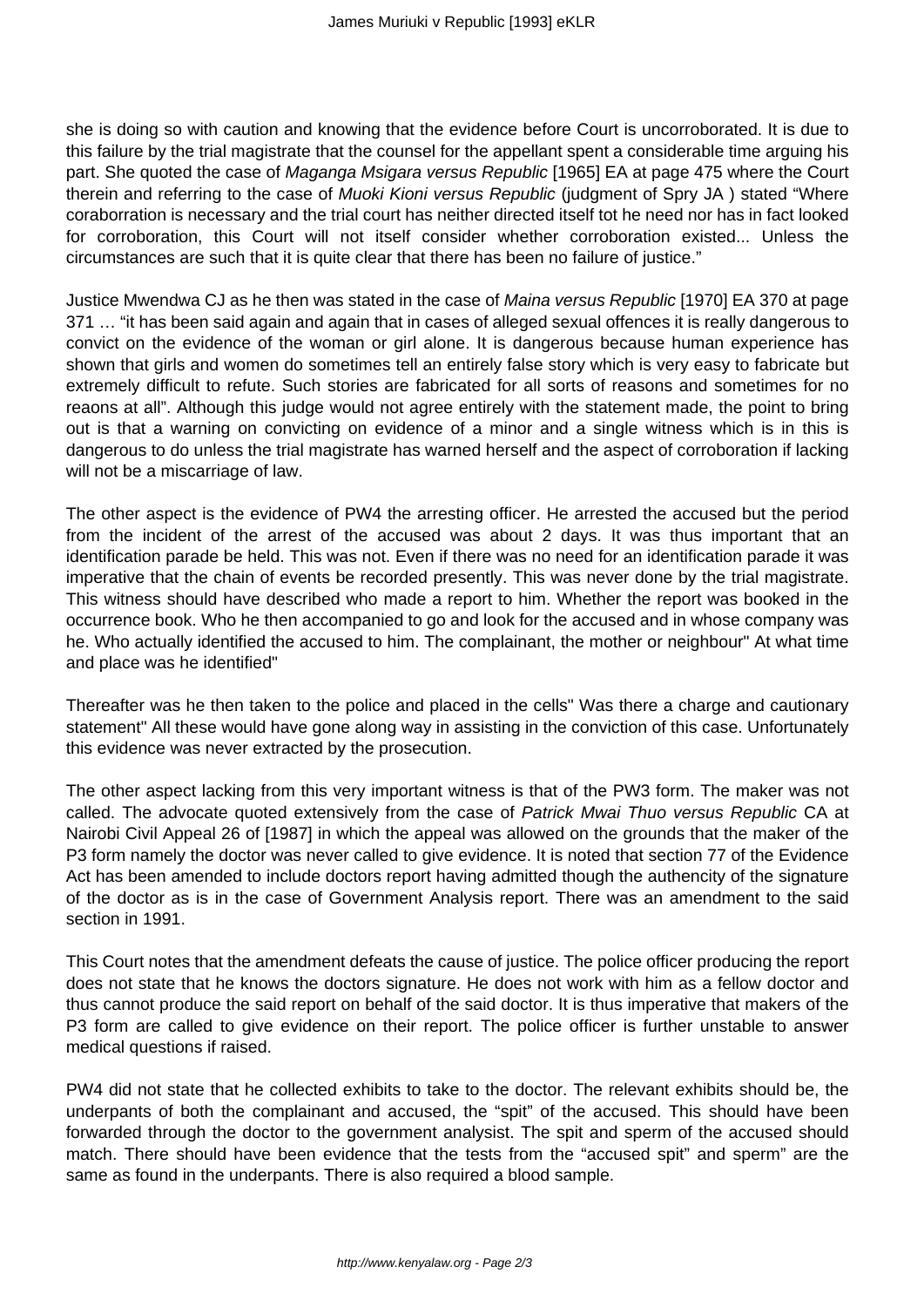she is doing so with caution and knowing that the evidence before Court is uncorroborated. It is due to this failure by the trial magistrate that the counsel for the appellant spent a considerable time arguing his part. She quoted the case of *Maganga Msigara versus Republic* [1965] EA at page 475 where the Court therein and referring to the case of *Muoki Kioni versus Republic* (judgment of Spry JA ) stated "Where coraborration is necessary and the trial court has neither directed itself tot he need nor has in fact looked for corroboration, this Court will not itself consider whether corroboration existed... Unless the circumstances are such that it is quite clear that there has been no failure of justice."

Justice Mwendwa CJ as he then was stated in the case of *Maina versus Republic* [1970] EA 370 at page 371 … "it has been said again and again that in cases of alleged sexual offences it is really dangerous to convict on the evidence of the woman or girl alone. It is dangerous because human experience has shown that girls and women do sometimes tell an entirely false story which is very easy to fabricate but extremely difficult to refute. Such stories are fabricated for all sorts of reasons and sometimes for no reaons at all". Although this judge would not agree entirely with the statement made, the point to bring out is that a warning on convicting on evidence of a minor and a single witness which is in this is dangerous to do unless the trial magistrate has warned herself and the aspect of corroboration if lacking will not be a miscarriage of law.

The other aspect is the evidence of PW4 the arresting officer. He arrested the accused but the period from the incident of the arrest of the accused was about 2 days. It was thus important that an identification parade be held. This was not. Even if there was no need for an identification parade it was imperative that the chain of events be recorded presently. This was never done by the trial magistrate. This witness should have described who made a report to him. Whether the report was booked in the occurrence book. Who he then accompanied to go and look for the accused and in whose company was he. Who actually identified the accused to him. The complainant, the mother or neighbour" At what time and place was he identified"

Thereafter was he then taken to the police and placed in the cells" Was there a charge and cautionary statement" All these would have gone along way in assisting in the conviction of this case. Unfortunately this evidence was never extracted by the prosecution.

The other aspect lacking from this very important witness is that of the PW3 form. The maker was not called. The advocate quoted extensively from the case of *Patrick Mwai Thuo versus Republic* CA at Nairobi Civil Appeal 26 of [1987] in which the appeal was allowed on the grounds that the maker of the P3 form namely the doctor was never called to give evidence. It is noted that section 77 of the Evidence Act has been amended to include doctors report having admitted though the authencity of the signature of the doctor as is in the case of Government Analysis report. There was an amendment to the said section in 1991.

This Court notes that the amendment defeats the cause of justice. The police officer producing the report does not state that he knows the doctors signature. He does not work with him as a fellow doctor and thus cannot produce the said report on behalf of the said doctor. It is thus imperative that makers of the P3 form are called to give evidence on their report. The police officer is further unstable to answer medical questions if raised.

PW4 did not state that he collected exhibits to take to the doctor. The relevant exhibits should be, the underpants of both the complainant and accused, the "spit" of the accused. This should have been forwarded through the doctor to the government analysist. The spit and sperm of the accused should match. There should have been evidence that the tests from the "accused spit" and sperm" are the same as found in the underpants. There is also required a blood sample.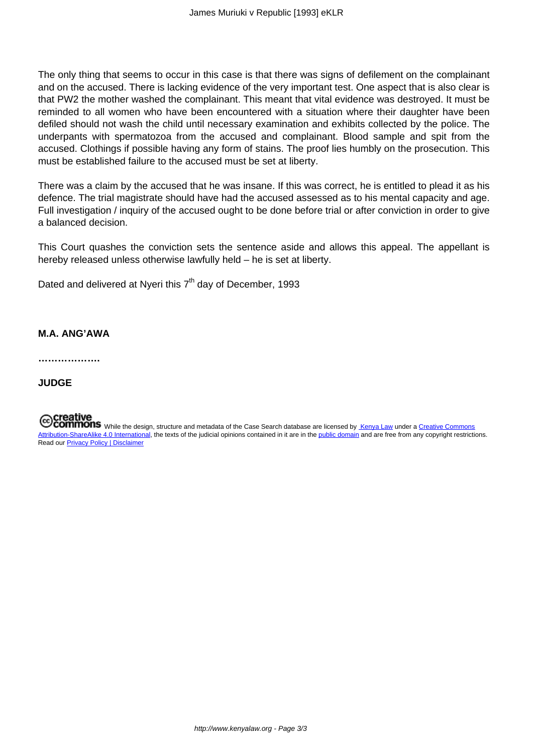The only thing that seems to occur in this case is that there was signs of defilement on the complainant and on the accused. There is lacking evidence of the very important test. One aspect that is also clear is that PW2 the mother washed the complainant. This meant that vital evidence was destroyed. It must be reminded to all women who have been encountered with a situation where their daughter have been defiled should not wash the child until necessary examination and exhibits collected by the police. The underpants with spermatozoa from the accused and complainant. Blood sample and spit from the accused. Clothings if possible having any form of stains. The proof lies humbly on the prosecution. This must be established failure to the accused must be set at liberty.

There was a claim by the accused that he was insane. If this was correct, he is entitled to plead it as his defence. The trial magistrate should have had the accused assessed as to his mental capacity and age. Full investigation / inquiry of the accused ought to be done before trial or after conviction in order to give a balanced decision.

This Court quashes the conviction sets the sentence aside and allows this appeal. The appellant is hereby released unless otherwise lawfully held – he is set at liberty.

Dated and delivered at Nyeri this 7th day of December, 1993

**M.A. ANG'AWA**

**……………….**

**JUDGE**

While the design, structure and metadata of the Case Search database are licensed by Kenya Law under a Creative Commons Attribution-ShareAlike 4.0 International, the texts of the judicial opinions contained in it are in the public domain and are free from any copyright restrictions. Read our Privacy Policy | Disclaimer